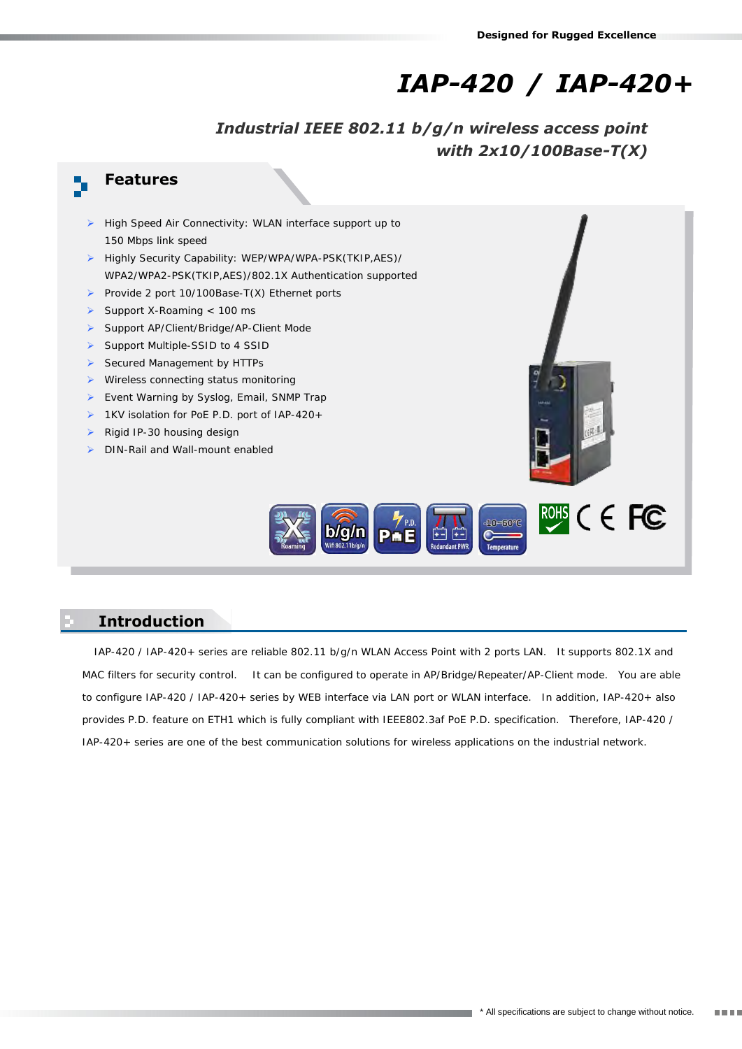# IAP-420 / IAP-420+

***Industrial IEEE 802.11 b/g/n wireless access point with 2x10/100Base-T(X)***

## Features

- High Speed Air Connectivity: WLAN interface support up to 150 Mbps link speed
- Highly Security Capability: WEP/WPA/WPA-PSK(TKIP,AES)/ WPA2/WPA2-PSK(TKIP,AES)/802.1X Authentication supported
- Provide 2 port 10/100Base-T(X) Ethernet ports
- Support X-Roaming < 100 ms
- Support AP/Client/Bridge/AP-Client Mode
- Support Multiple-SSID to 4 SSID
- Secured Management by HTTPs
- Wireless connecting status monitoring
- Event Warning by Syslog, Email, SNMP Trap
- 1KV isolation for PoE P.D. port of IAP-420+
- Rigid IP-30 housing design
- DIN-Rail and Wall-mount enabled

## Introduction

IAP-420 / IAP-420+ series are reliable 802.11 b/g/n WLAN Access Point with 2 ports LAN. It supports 802.1X and MAC filters for security control. It can be configured to operate in AP/Bridge/Repeater/AP-Client mode. You are able to configure IAP-420 / IAP-420+ series by WEB interface via LAN port or WLAN interface. In addition, IAP-420+ also provides P.D. feature on ETH1 which is fully compliant with IEEE802.3af PoE P.D. specification. Therefore, IAP-420 / IAP-420+ series are one of the best communication solutions for wireless applications on the industrial network.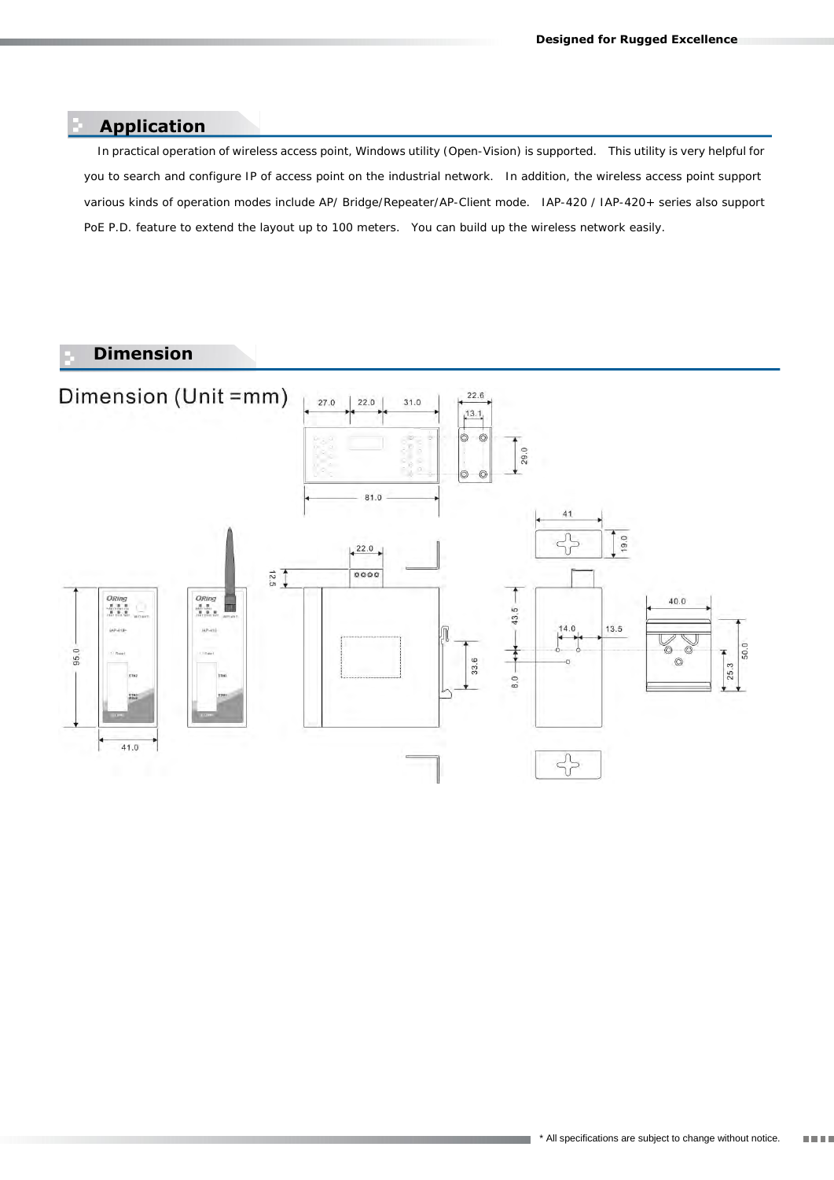## Application

In practical operation of wireless access point, Windows utility (Open-Vision) is supported. This utility is very helpful for you to search and configure IP of access point on the industrial network. In addition, the wireless access point support various kinds of operation modes include AP/ Bridge/Repeater/AP-Client mode. IAP-420 / IAP-420+ series also support PoE P.D. feature to extend the layout up to 100 meters. You can build up the wireless network easily.

## Dimension

Dimension (Unit =mm)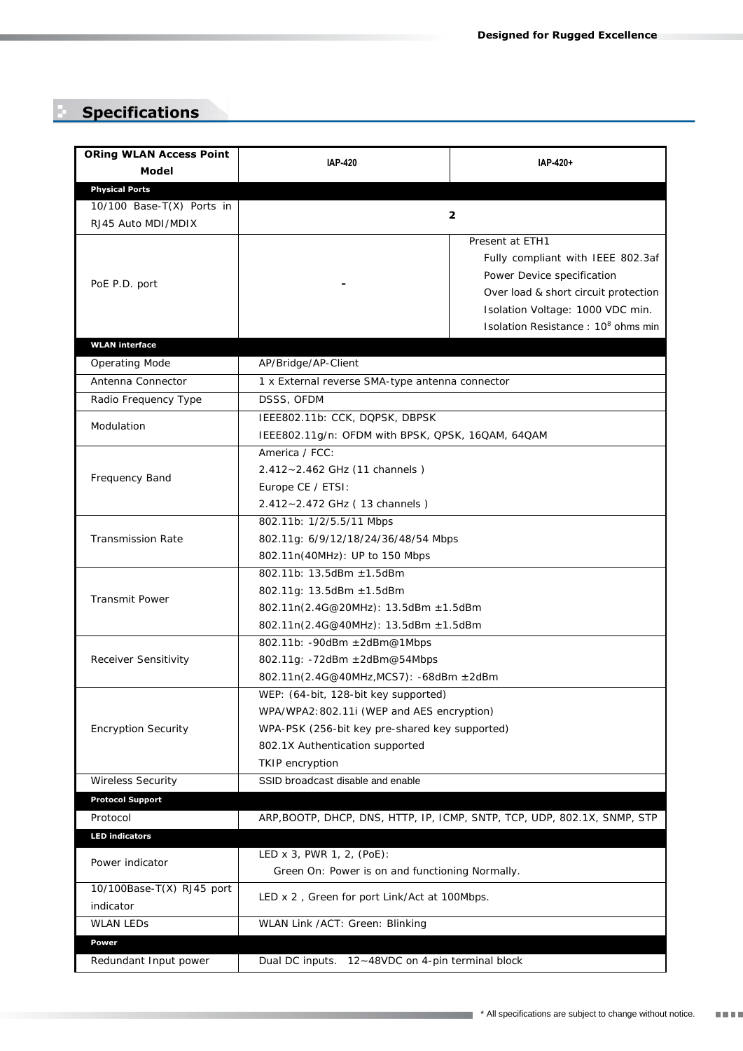## Specifications

| ORing WLAN Access Point Model | IAP-420 | IAP-420+ |
|---|---|---|
| **Physical Ports** | | |
| 10/100 Base-T(X) Ports in RJ45 Auto MDI/MDIX | 2 | |
| PoE P.D. port | - | Present at ETH1<br>Fully compliant with IEEE 802.3af Power Device specification<br>Over load & short circuit protection<br>Isolation Voltage: 1000 VDC min.<br>Isolation Resistance : $10^8$ ohms min |
| **WLAN interface** | | |
| Operating Mode | AP/Bridge/AP-Client | |
| Antenna Connector | 1 x External reverse SMA-type antenna connector | |
| Radio Frequency Type | DSSS, OFDM | |
| Modulation | IEEE802.11b: CCK, DQPSK, DBPSK<br>IEEE802.11g/n: OFDM with BPSK, QPSK, 16QAM, 64QAM | |
| Frequency Band | America / FCC:<br>2.412~2.462 GHz (11 channels )<br>Europe CE / ETSI:<br>2.412~2.472 GHz ( 13 channels ) | |
| Transmission Rate | 802.11b: 1/2/5.5/11 Mbps<br>802.11g: 6/9/12/18/24/36/48/54 Mbps<br>802.11n(40MHz): UP to 150 Mbps | |
| Transmit Power | 802.11b: 13.5dBm ±1.5dBm<br>802.11g: 13.5dBm ±1.5dBm<br>802.11n(2.4G@20MHz): 13.5dBm ±1.5dBm<br>802.11n(2.4G@40MHz): 13.5dBm ±1.5dBm | |
| Receiver Sensitivity | 802.11b: -90dBm ±2dBm@1Mbps<br>802.11g: -72dBm ±2dBm@54Mbps<br>802.11n(2.4G@40MHz,MCS7): -68dBm ±2dBm | |
| Encryption Security | WEP: (64-bit, 128-bit key supported)<br>WPA/WPA2:802.11i (WEP and AES encryption)<br>WPA-PSK (256-bit key pre-shared key supported)<br>802.1X Authentication supported<br>TKIP encryption | |
| Wireless Security | SSID broadcast disable and enable | |
| **Protocol Support** | | |
| Protocol | ARP,BOOTP, DHCP, DNS, HTTP, IP, ICMP, SNTP, TCP, UDP, 802.1X, SNMP, STP | |
| **LED indicators** | | |
| Power indicator | LED x 3, PWR 1, 2, (PoE):<br>Green On: Power is on and functioning Normally. | |
| 10/100Base-T(X) RJ45 port indicator | LED x 2 , Green for port Link/Act at 100Mbps. | |
| WLAN LEDs | WLAN Link /ACT: Green: Blinking | |
| **Power** | | |
| Redundant Input power | Dual DC inputs. 12~48VDC on 4-pin terminal block | |

\* All specifications are subject to change without notice.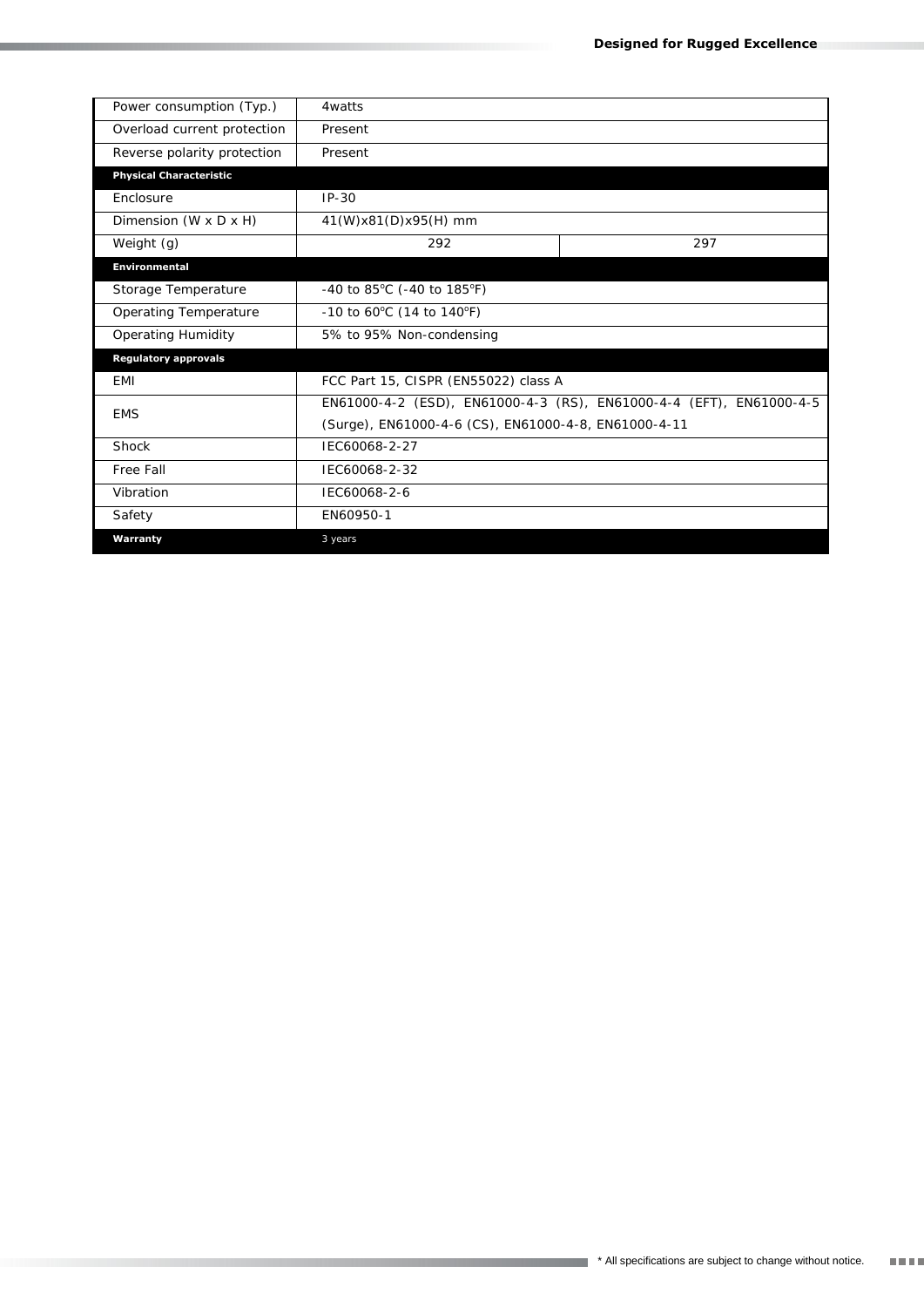| | | |
|---|---|---|
| Power consumption (Typ.) | 4watts | |
| Overload current protection | Present | |
| Reverse polarity protection | Present | |
| **Physical Characteristic** | | |
| Enclosure | IP-30 | |
| Dimension (W x D x H) | 41(W)x81(D)x95(H) mm | |
| Weight (g) | 292 | 297 |
| **Environmental** | | |
| Storage Temperature | -40 to 85℃ (-40 to 185℉) | |
| Operating Temperature | -10 to 60℃ (14 to 140℉) | |
| Operating Humidity | 5% to 95% Non-condensing | |
| **Regulatory approvals** | | |
| EMI | FCC Part 15, CISPR (EN55022) class A | |
| EMS | EN61000-4-2 (ESD), EN61000-4-3 (RS), EN61000-4-4 (EFT), EN61000-4-5 (Surge), EN61000-4-6 (CS), EN61000-4-8, EN61000-4-11 | |
| Shock | IEC60068-2-27 | |
| Free Fall | IEC60068-2-32 | |
| Vibration | IEC60068-2-6 | |
| Safety | EN60950-1 | |
| **Warranty** | 3 years | |

* All specifications are subject to change without notice.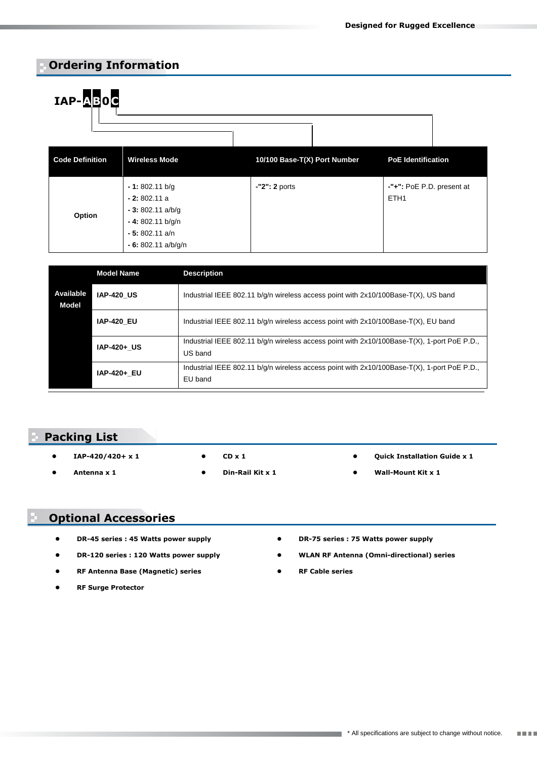## Ordering Information

**IAP-AB0C**

| Code Definition | Wireless Mode | 10/100 Base-T(X) Port Number | PoE Identification |
|---|---|---|---|
| Option | **- 1:** 802.11 b/g<br>**- 2:** 802.11 a<br>**- 3:** 802.11 a/b/g<br>**- 4:** 802.11 b/g/n<br>**- 5:** 802.11 a/n<br>**- 6:** 802.11 a/b/g/n | **-"2": 2** ports | **-"+":** PoE P.D. present at ETH1 |

| | Model Name | Description |
|---|---|---|
| **Available Model** | **IAP-420_US** | Industrial IEEE 802.11 b/g/n wireless access point with 2x10/100Base-T(X), US band |
| | **IAP-420_EU** | Industrial IEEE 802.11 b/g/n wireless access point with 2x10/100Base-T(X), EU band |
| | **IAP-420+_US** | Industrial IEEE 802.11 b/g/n wireless access point with 2x10/100Base-T(X), 1-port PoE P.D., US band |
| | **IAP-420+_EU** | Industrial IEEE 802.11 b/g/n wireless access point with 2x10/100Base-T(X), 1-port PoE P.D., EU band |

## Packing List

- **IAP-420/420+ x 1**
- **CD x 1**
- **Quick Installation Guide x 1**
- **Antenna x 1**
- **Din-Rail Kit x 1**
- **Wall-Mount Kit x 1**

## Optional Accessories

- **DR-45 series : 45 Watts power supply**
- **DR-75 series : 75 Watts power supply**
- **DR-120 series : 120 Watts power supply**
- **WLAN RF Antenna (Omni-directional) series**
- **RF Antenna Base (Magnetic) series**
- **RF Cable series**
- **RF Surge Protector**

* All specifications are subject to change without notice.